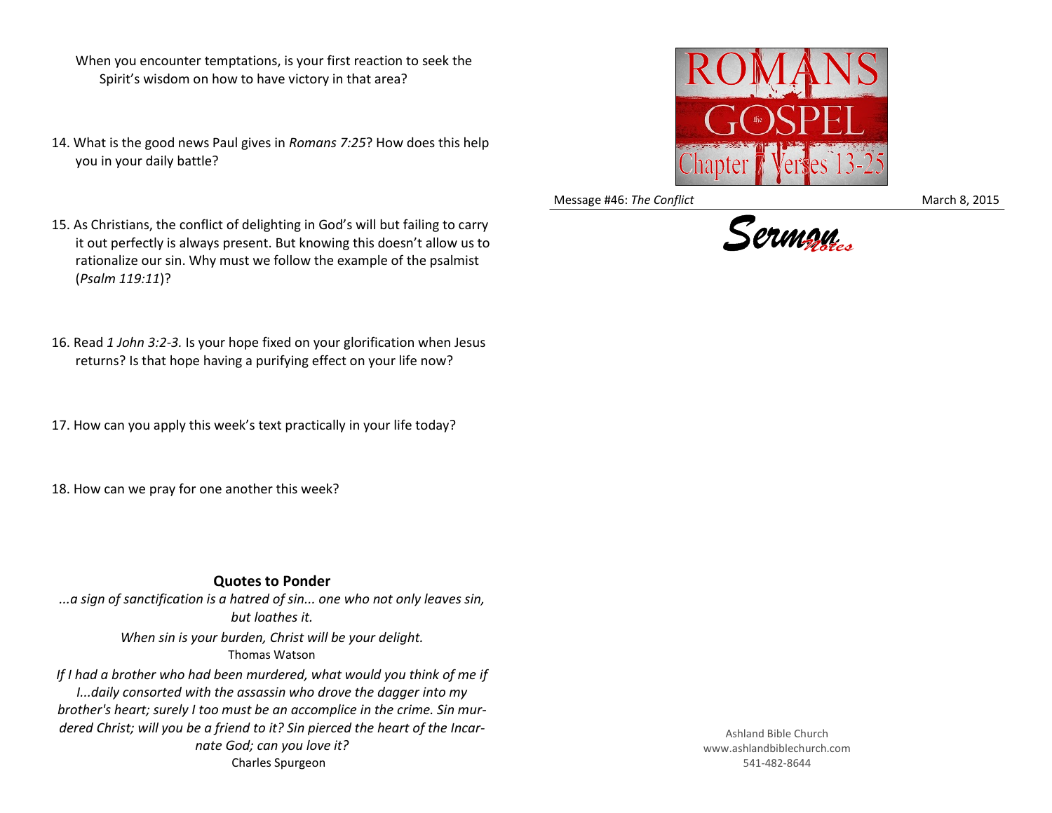When you encounter temptations, is your first reaction to seek the Spirit's wisdom on how to have victory in that area?

14. What is the good news Paul gives in *Romans 7:25*? How does this help you in your daily battle?

15. As Christians, the conflict of delighting in God's will but failing to carry it out perfectly is always present. But knowing this doesn't allow us to rationalize our sin. Why must we follow the example of the psalmist (*Psalm 119:11*)?

16. Read *1 John 3:2-3.* Is your hope fixed on your glorification when Jesus returns? Is that hope having a purifying effect on your life now?

17. How can you apply this week's text practically in your life today?

18. How can we pray for one another this week?

**Quotes to Ponder**

*...a sign of sanctification is a hatred of sin... one who not only leaves sin, but loathes it.*

*When sin is your burden, Christ will be your delight.*

Thomas Watson

*If I had a brother who had been murdered, what would you think of me if I...daily consorted with the assassin who drove the dagger into my brother's heart; surely I too must be an accomplice in the crime. Sin murdered Christ; will you be a friend to it? Sin pierced the heart of the Incarnate God; can you love it?*

Charles Spurgeon

ROMANS the GOSPEL

Chapter 7 Verses 13-25

Message #46: *The Conflict* March 8, 2015

Sermon Notes

Ashland Bible Church
www.ashlandbiblechurch.com
541-482-8644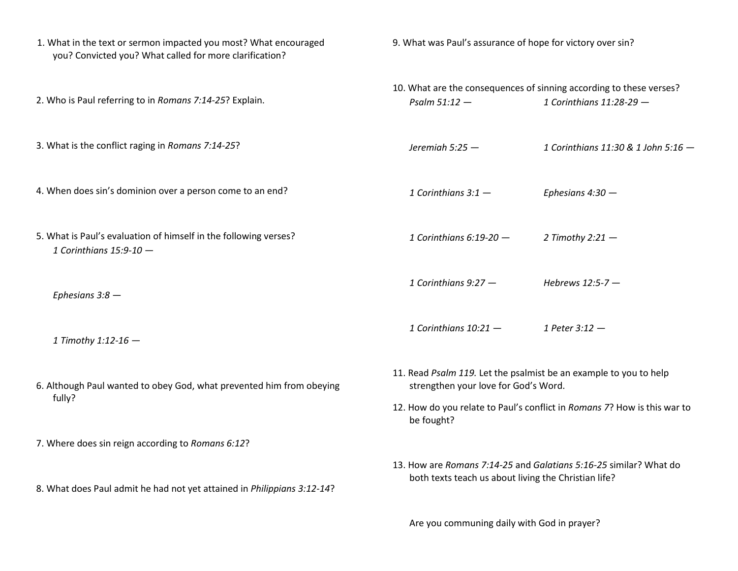1. What in the text or sermon impacted you most? What encouraged you? Convicted you? What called for more clarification?

2. Who is Paul referring to in *Romans 7:14-25*? Explain.

3. What is the conflict raging in *Romans 7:14-25*?

4. When does sin's dominion over a person come to an end?

5. What is Paul's evaluation of himself in the following verses?

   *1 Corinthians 15:9-10 —*

   *Ephesians 3:8 —*

   *1 Timothy 1:12-16 —*

6. Although Paul wanted to obey God, what prevented him from obeying fully?

7. Where does sin reign according to *Romans 6:12*?

8. What does Paul admit he had not yet attained in *Philippians 3:12-14*?

9. What was Paul's assurance of hope for victory over sin?

10. What are the consequences of sinning according to these verses?

    *Psalm 51:12 —*

    *1 Corinthians 11:28-29 —*

    *Jeremiah 5:25 —*

    *1 Corinthians 11:30 & 1 John 5:16 —*

    *1 Corinthians 3:1 —*

    *Ephesians 4:30 —*

    *1 Corinthians 6:19-20 —*

    *2 Timothy 2:21 —*

    *1 Corinthians 9:27 —*

    *Hebrews 12:5-7 —*

    *1 Corinthians 10:21 —*

    *1 Peter 3:12 —*

11. Read *Psalm 119.* Let the psalmist be an example to you to help strengthen your love for God's Word.

12. How do you relate to Paul's conflict in *Romans 7*? How is this war to be fought?

13. How are *Romans 7:14-25* and *Galatians 5:16-25* similar? What do both texts teach us about living the Christian life?

    Are you communing daily with God in prayer?